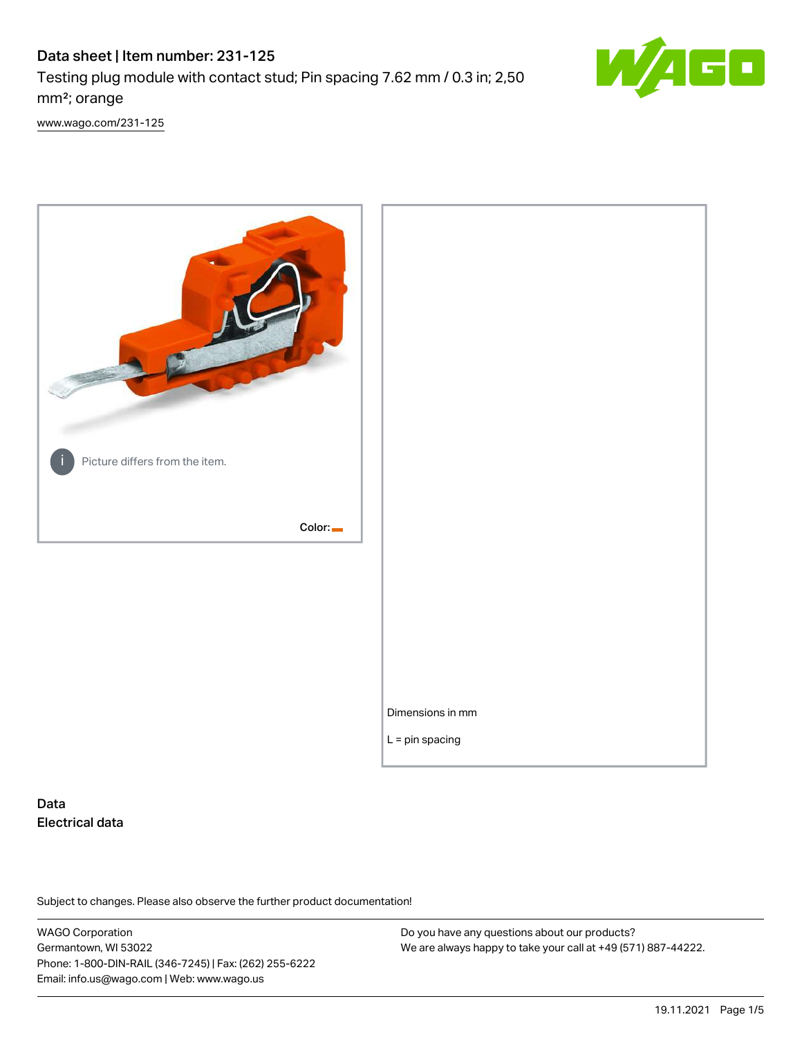# Data sheet | Item number: 231-125

Testing plug module with contact stud; Pin spacing 7.62 mm / 0.3 in; 2,50 mm²; orange

www.wago.com/231-125

Picture differs from the item.

Color:

Dimensions in mm

L = pin spacing

## Data

### Electrical data

Subject to changes. Please also observe the further product documentation!

WAGO Corporation
Germantown, WI 53022
Phone: 1-800-DIN-RAIL (346-7245) | Fax: (262) 255-6222
Email: info.us@wago.com | Web: www.wago.us

Do you have any questions about our products?
We are always happy to take your call at +49 (571) 887-44222.

19.11.2021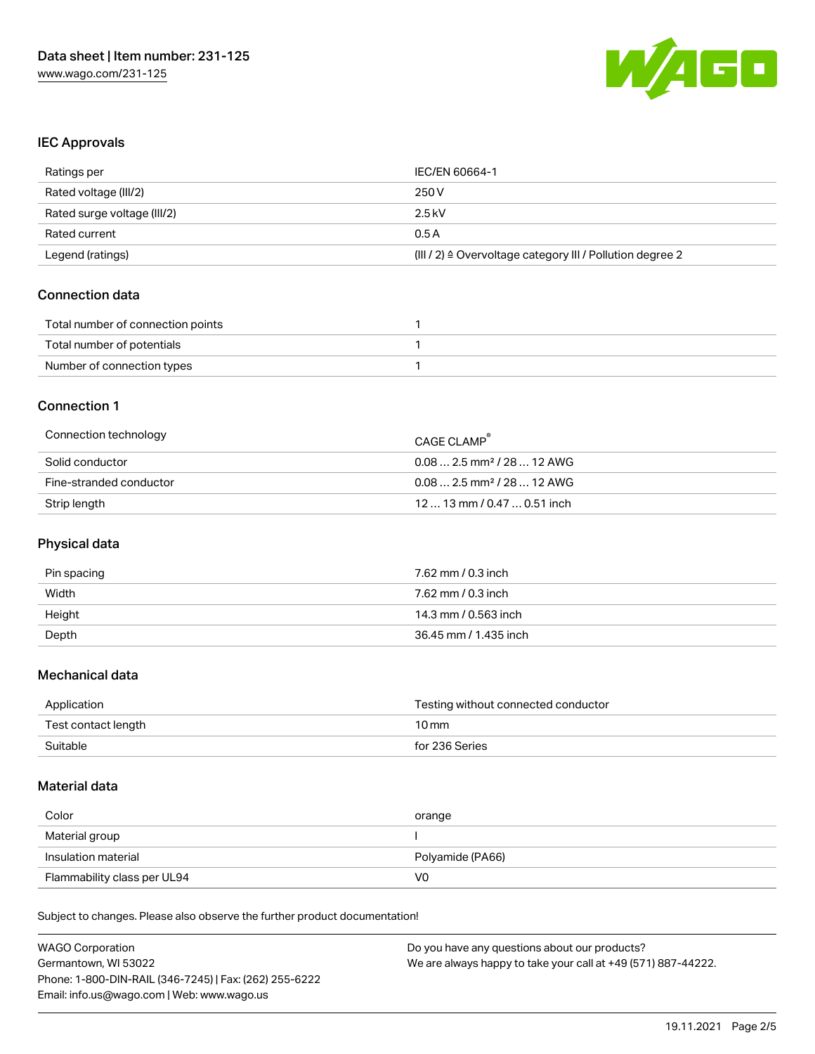## IEC Approvals

| | |
|---|---|
| Ratings per | IEC/EN 60664-1 |
| Rated voltage (III/2) | 250 V |
| Rated surge voltage (III/2) | 2.5 kV |
| Rated current | 0.5 A |
| Legend (ratings) | (III / 2) ≙ Overvoltage category III / Pollution degree 2 |

## Connection data

| | |
|---|---|
| Total number of connection points | 1 |
| Total number of potentials | 1 |
| Number of connection types | 1 |

## Connection 1

| | |
|---|---|
| Connection technology | CAGE CLAMP® |
| Solid conductor | 0.08 … 2.5 mm² / 28 … 12 AWG |
| Fine-stranded conductor | 0.08 … 2.5 mm² / 28 … 12 AWG |
| Strip length | 12 … 13 mm / 0.47 … 0.51 inch |

## Physical data

| | |
|---|---|
| Pin spacing | 7.62 mm / 0.3 inch |
| Width | 7.62 mm / 0.3 inch |
| Height | 14.3 mm / 0.563 inch |
| Depth | 36.45 mm / 1.435 inch |

## Mechanical data

| | |
|---|---|
| Application | Testing without connected conductor |
| Test contact length | 10 mm |
| Suitable | for 236 Series |

## Material data

| | |
|---|---|
| Color | orange |
| Material group | I |
| Insulation material | Polyamide (PA66) |
| Flammability class per UL94 | V0 |

Subject to changes. Please also observe the further product documentation!

WAGO Corporation
Germantown, WI 53022
Phone: 1-800-DIN-RAIL (346-7245) | Fax: (262) 255-6222
Email: info.us@wago.com | Web: www.wago.us

Do you have any questions about our products?
We are always happy to take your call at +49 (571) 887-44222.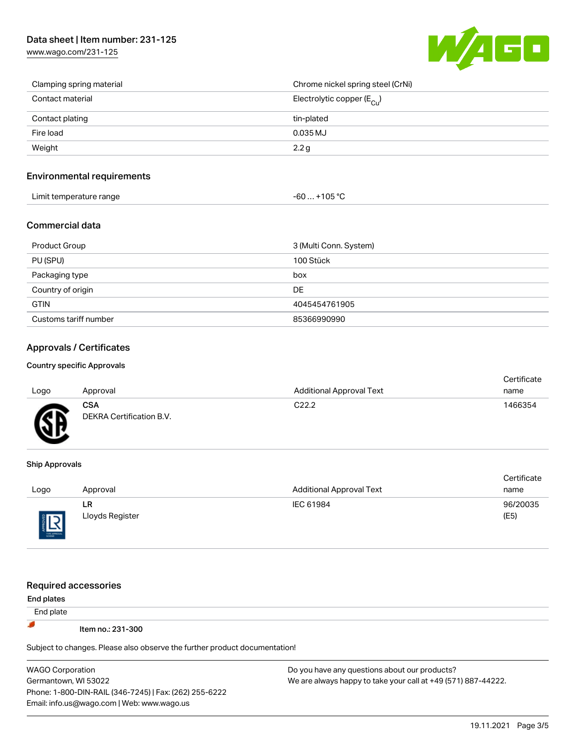| Clamping spring material | Chrome nickel spring steel (CrNi) |
| --- | --- |
| Contact material | Electrolytic copper ($E_{Cu}$) |
| Contact plating | tin-plated |
| Fire load | 0.035 MJ |
| Weight | 2.2 g |

## Environmental requirements

| Limit temperature range | -60 … +105 °C |
| --- | --- |

## Commercial data

| Product Group | 3 (Multi Conn. System) |
| --- | --- |
| PU (SPU) | 100 Stück |
| Packaging type | box |
| Country of origin | DE |
| GTIN | 4045454761905 |
| Customs tariff number | 85366990990 |

## Approvals / Certificates

### Country specific Approvals

| Logo | Approval | Additional Approval Text | Certificate name |
| --- | --- | --- | --- |
| | **CSA**<br>DEKRA Certification B.V. | C22.2 | 1466354 |

### Ship Approvals

| Logo | Approval | Additional Approval Text | Certificate name |
| --- | --- | --- | --- |
| | **LR**<br>Lloyds Register | IEC 61984 | 96/20035 (E5) |

## Required accessories

### End plates

End plate

Item no.: 231-300

Subject to changes. Please also observe the further product documentation!

WAGO Corporation
Germantown, WI 53022
Phone: 1-800-DIN-RAIL (346-7245) | Fax: (262) 255-6222
Email: info.us@wago.com | Web: www.wago.us

Do you have any questions about our products?
We are always happy to take your call at +49 (571) 887-44222.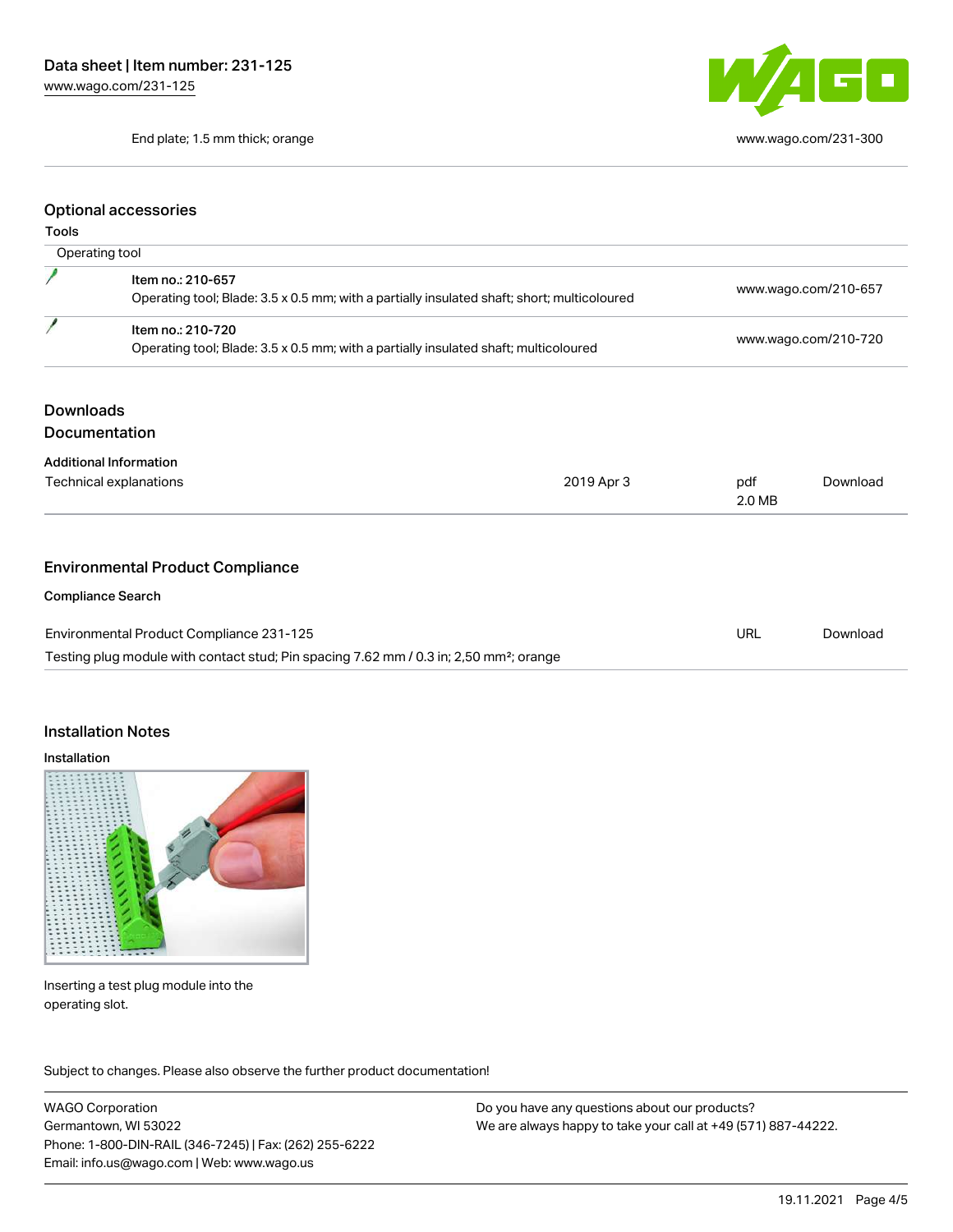| End plate; 1.5 mm thick; orange | www.wago.com/231-300 |
| --- | --- |

## Optional accessories

### Tools

| Operating tool | |
| --- | --- |
| Item no.: 210-657<br>Operating tool; Blade: 3.5 x 0.5 mm; with a partially insulated shaft; short; multicoloured | www.wago.com/210-657 |
| Item no.: 210-720<br>Operating tool; Blade: 3.5 x 0.5 mm; with a partially insulated shaft; multicoloured | www.wago.com/210-720 |

## Downloads

### Documentation

**Additional Information**

| Technical explanations | 2019 Apr 3 | pdf<br>2.0 MB | Download |
| --- | --- | --- | --- |

## Environmental Product Compliance

**Compliance Search**

| Environmental Product Compliance 231-125<br>Testing plug module with contact stud; Pin spacing 7.62 mm / 0.3 in; 2,50 mm²; orange | URL | Download |
| --- | --- | --- |

## Installation Notes

**Installation**

Inserting a test plug module into the operating slot.

Subject to changes. Please also observe the further product documentation!

WAGO Corporation
Germantown, WI 53022
Phone: 1-800-DIN-RAIL (346-7245) | Fax: (262) 255-6222
Email: info.us@wago.com | Web: www.wago.us

Do you have any questions about our products?
We are always happy to take your call at +49 (571) 887-44222.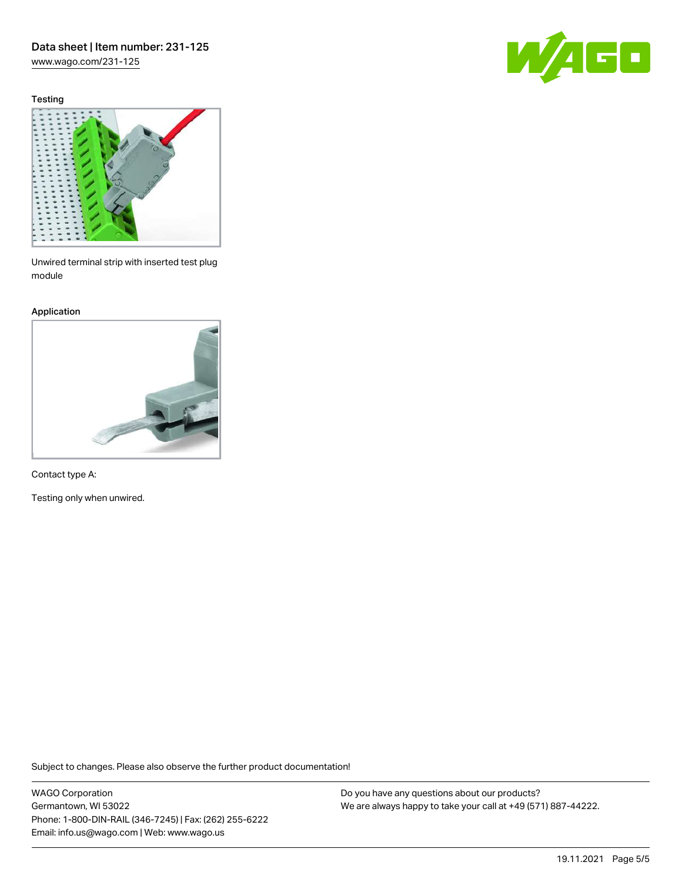Testing

Unwired terminal strip with inserted test plug module

Application

Contact type A:

Testing only when unwired.

Subject to changes. Please also observe the further product documentation!

WAGO Corporation
Germantown, WI 53022
Phone: 1-800-DIN-RAIL (346-7245) | Fax: (262) 255-6222
Email: info.us@wago.com | Web: www.wago.us

Do you have any questions about our products?
We are always happy to take your call at +49 (571) 887-44222.